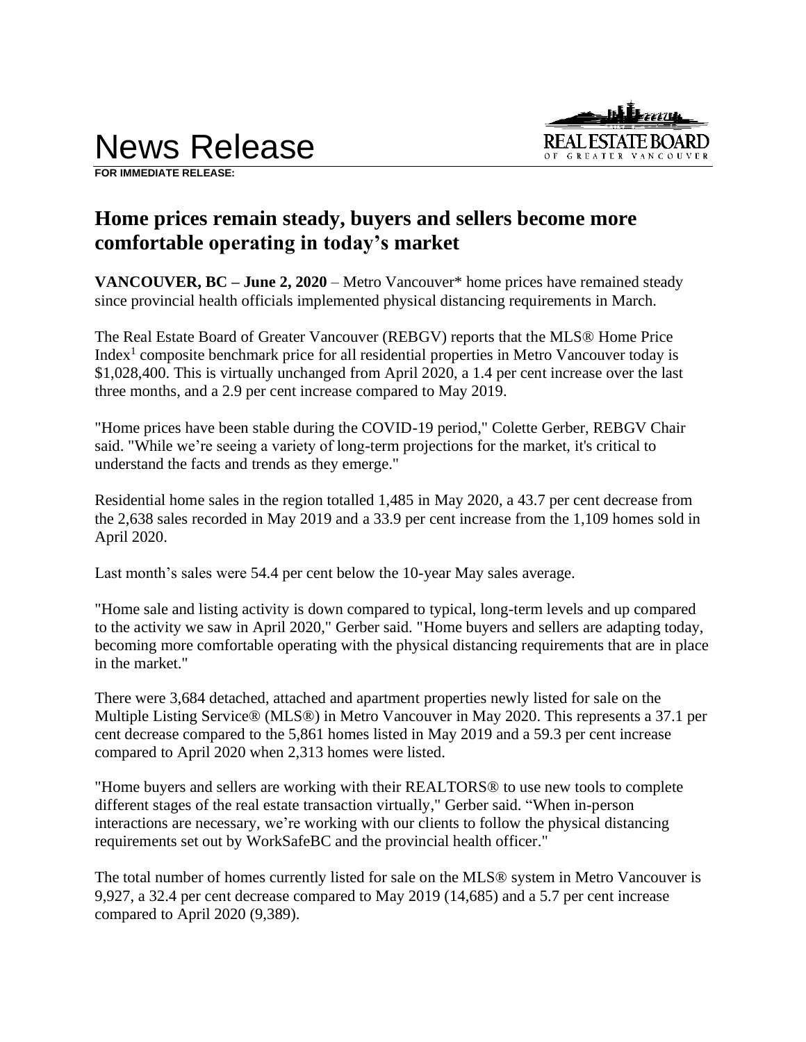# News Release

**FOR IMMEDIATE RELEASE:**

REAL ESTATE BOARD OF GREATER VANCOUVER

## Home prices remain steady, buyers and sellers become more comfortable operating in today's market

**VANCOUVER, BC – June 2, 2020** – Metro Vancouver* home prices have remained steady since provincial health officials implemented physical distancing requirements in March.

The Real Estate Board of Greater Vancouver (REBGV) reports that the MLS® Home Price Index[1] composite benchmark price for all residential properties in Metro Vancouver today is $1,028,400. This is virtually unchanged from April 2020, a 1.4 per cent increase over the last three months, and a 2.9 per cent increase compared to May 2019.

"Home prices have been stable during the COVID-19 period," Colette Gerber, REBGV Chair said. "While we're seeing a variety of long-term projections for the market, it's critical to understand the facts and trends as they emerge."

Residential home sales in the region totalled 1,485 in May 2020, a 43.7 per cent decrease from the 2,638 sales recorded in May 2019 and a 33.9 per cent increase from the 1,109 homes sold in April 2020.

Last month's sales were 54.4 per cent below the 10-year May sales average.

"Home sale and listing activity is down compared to typical, long-term levels and up compared to the activity we saw in April 2020," Gerber said. "Home buyers and sellers are adapting today, becoming more comfortable operating with the physical distancing requirements that are in place in the market."

There were 3,684 detached, attached and apartment properties newly listed for sale on the Multiple Listing Service® (MLS®) in Metro Vancouver in May 2020. This represents a 37.1 per cent decrease compared to the 5,861 homes listed in May 2019 and a 59.3 per cent increase compared to April 2020 when 2,313 homes were listed.

"Home buyers and sellers are working with their REALTORS® to use new tools to complete different stages of the real estate transaction virtually," Gerber said. "When in-person interactions are necessary, we're working with our clients to follow the physical distancing requirements set out by WorkSafeBC and the provincial health officer."

The total number of homes currently listed for sale on the MLS® system in Metro Vancouver is 9,927, a 32.4 per cent decrease compared to May 2019 (14,685) and a 5.7 per cent increase compared to April 2020 (9,389).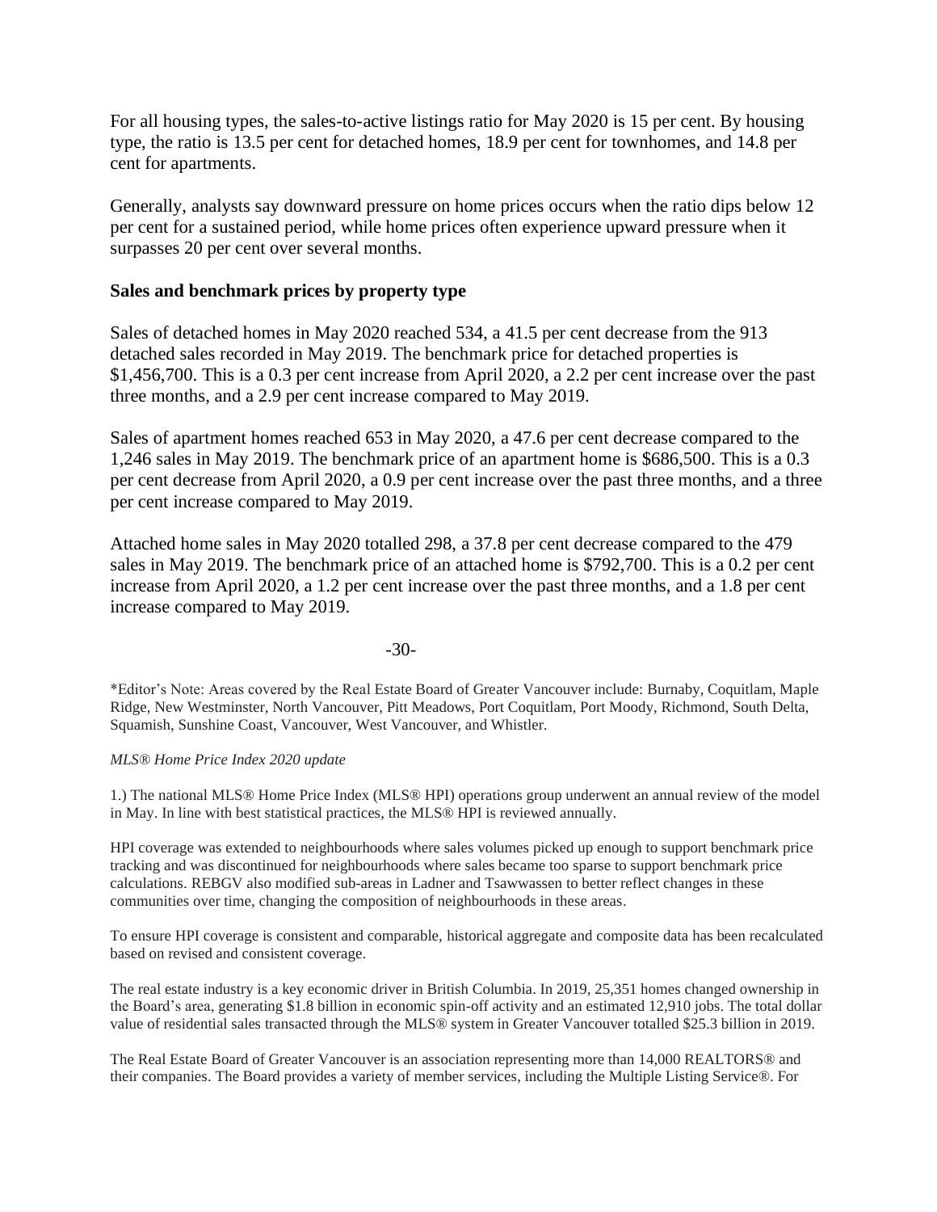For all housing types, the sales-to-active listings ratio for May 2020 is 15 per cent. By housing type, the ratio is 13.5 per cent for detached homes, 18.9 per cent for townhomes, and 14.8 per cent for apartments.

Generally, analysts say downward pressure on home prices occurs when the ratio dips below 12 per cent for a sustained period, while home prices often experience upward pressure when it surpasses 20 per cent over several months.

**Sales and benchmark prices by property type**

Sales of detached homes in May 2020 reached 534, a 41.5 per cent decrease from the 913 detached sales recorded in May 2019. The benchmark price for detached properties is $1,456,700. This is a 0.3 per cent increase from April 2020, a 2.2 per cent increase over the past three months, and a 2.9 per cent increase compared to May 2019.

Sales of apartment homes reached 653 in May 2020, a 47.6 per cent decrease compared to the 1,246 sales in May 2019. The benchmark price of an apartment home is $686,500. This is a 0.3 per cent decrease from April 2020, a 0.9 per cent increase over the past three months, and a three per cent increase compared to May 2019.

Attached home sales in May 2020 totalled 298, a 37.8 per cent decrease compared to the 479 sales in May 2019. The benchmark price of an attached home is $792,700. This is a 0.2 per cent increase from April 2020, a 1.2 per cent increase over the past three months, and a 1.8 per cent increase compared to May 2019.

-30-

*Editor's Note: Areas covered by the Real Estate Board of Greater Vancouver include: Burnaby, Coquitlam, Maple Ridge, New Westminster, North Vancouver, Pitt Meadows, Port Coquitlam, Port Moody, Richmond, South Delta, Squamish, Sunshine Coast, Vancouver, West Vancouver, and Whistler.

*MLS® Home Price Index 2020 update*

1.) The national MLS® Home Price Index (MLS® HPI) operations group underwent an annual review of the model in May. In line with best statistical practices, the MLS® HPI is reviewed annually.

HPI coverage was extended to neighbourhoods where sales volumes picked up enough to support benchmark price tracking and was discontinued for neighbourhoods where sales became too sparse to support benchmark price calculations. REBGV also modified sub-areas in Ladner and Tsawwassen to better reflect changes in these communities over time, changing the composition of neighbourhoods in these areas.

To ensure HPI coverage is consistent and comparable, historical aggregate and composite data has been recalculated based on revised and consistent coverage.

The real estate industry is a key economic driver in British Columbia. In 2019, 25,351 homes changed ownership in the Board's area, generating $1.8 billion in economic spin-off activity and an estimated 12,910 jobs. The total dollar value of residential sales transacted through the MLS® system in Greater Vancouver totalled $25.3 billion in 2019.

The Real Estate Board of Greater Vancouver is an association representing more than 14,000 REALTORS® and their companies. The Board provides a variety of member services, including the Multiple Listing Service®. For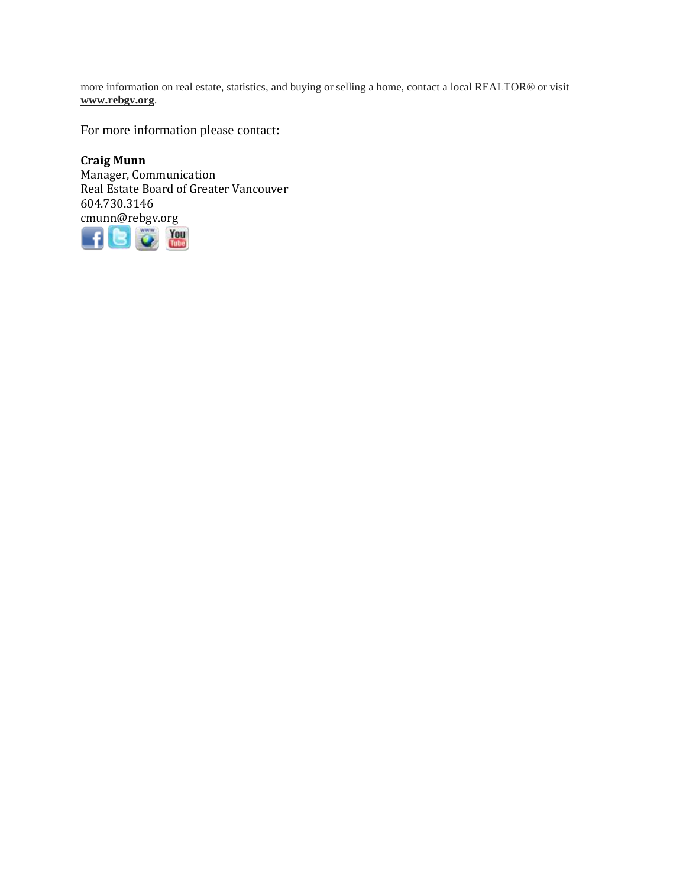more information on real estate, statistics, and buying or selling a home, contact a local REALTOR® or visit **www.rebgv.org**.

For more information please contact:

**Craig Munn**
Manager, Communication
Real Estate Board of Greater Vancouver
604.730.3146
cmunn@rebgv.org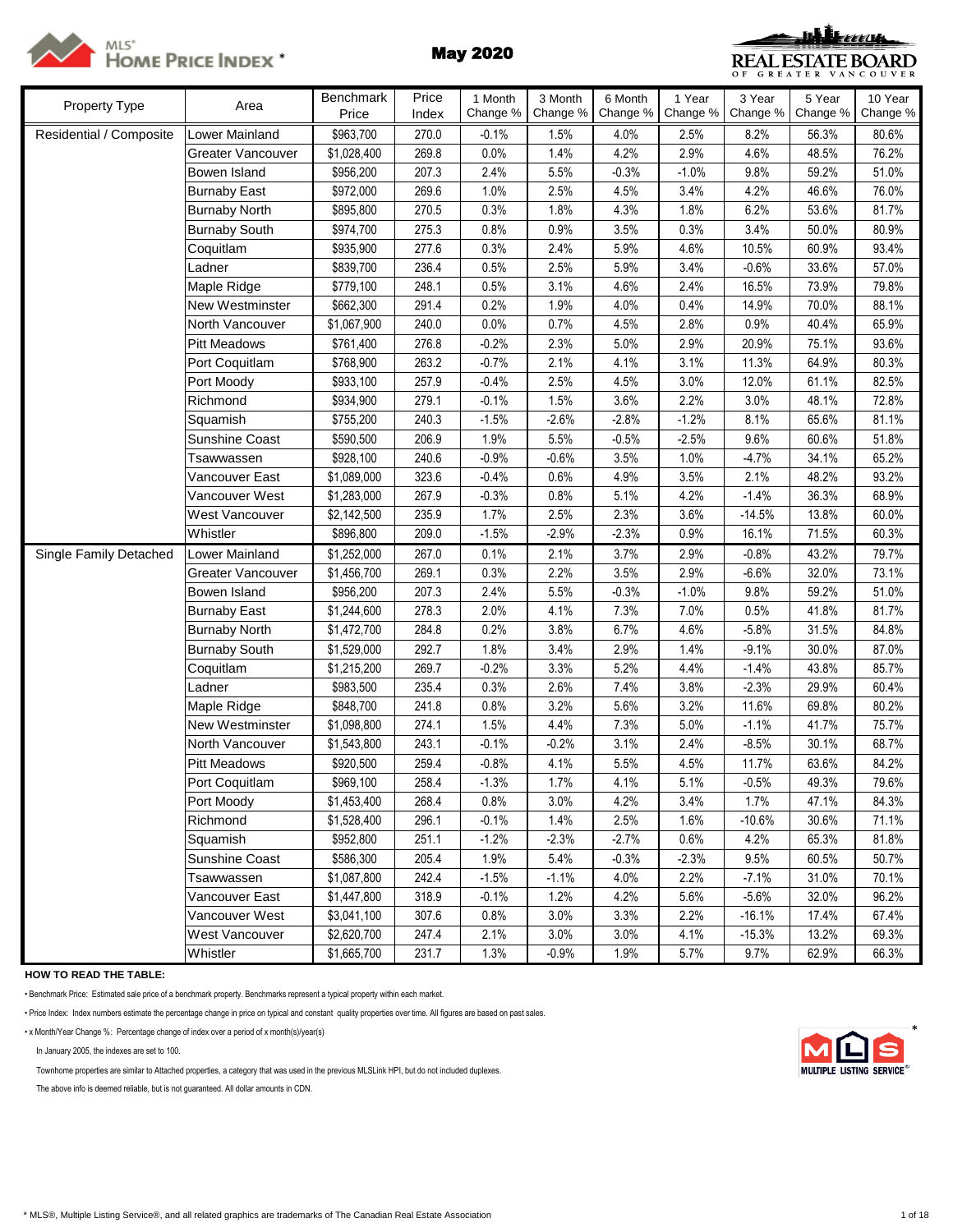# MLS® HOME PRICE INDEX *

## May 2020

| Property Type | Area | Benchmark Price | Price Index | 1 Month Change % | 3 Month Change % | 6 Month Change % | 1 Year Change % | 3 Year Change % | 5 Year Change % | 10 Year Change % |
|---|---|---|---|---|---|---|---|---|---|---|
| Residential / Composite | Lower Mainland | $963,700 | 270.0 | -0.1% | 1.5% | 4.0% | 2.5% | 8.2% | 56.3% | 80.6% |
| | Greater Vancouver | $1,028,400 | 269.8 | 0.0% | 1.4% | 4.2% | 2.9% | 4.6% | 48.5% | 76.2% |
| | Bowen Island | $956,200 | 207.3 | 2.4% | 5.5% | -0.3% | -1.0% | 9.8% | 59.2% | 51.0% |
| | Burnaby East | $972,000 | 269.6 | 1.0% | 2.5% | 4.5% | 3.4% | 4.2% | 46.6% | 76.0% |
| | Burnaby North | $895,800 | 270.5 | 0.3% | 1.8% | 4.3% | 1.8% | 6.2% | 53.6% | 81.7% |
| | Burnaby South | $974,700 | 275.3 | 0.8% | 0.9% | 3.5% | 0.3% | 3.4% | 50.0% | 80.9% |
| | Coquitlam | $935,900 | 277.6 | 0.3% | 2.4% | 5.9% | 4.6% | 10.5% | 60.9% | 93.4% |
| | Ladner | $839,700 | 236.4 | 0.5% | 2.5% | 5.9% | 3.4% | -0.6% | 33.6% | 57.0% |
| | Maple Ridge | $779,100 | 248.1 | 0.5% | 3.1% | 4.6% | 2.4% | 16.5% | 73.9% | 79.8% |
| | New Westminster | $662,300 | 291.4 | 0.2% | 1.9% | 4.0% | 0.4% | 14.9% | 70.0% | 88.1% |
| | North Vancouver | $1,067,900 | 240.0 | 0.0% | 0.7% | 4.5% | 2.8% | 0.9% | 40.4% | 65.9% |
| | Pitt Meadows | $761,400 | 276.8 | -0.2% | 2.3% | 5.0% | 2.9% | 20.9% | 75.1% | 93.6% |
| | Port Coquitlam | $768,900 | 263.2 | -0.7% | 2.1% | 4.1% | 3.1% | 11.3% | 64.9% | 80.3% |
| | Port Moody | $933,100 | 257.9 | -0.4% | 2.5% | 4.5% | 3.0% | 12.0% | 61.1% | 82.5% |
| | Richmond | $934,900 | 279.1 | -0.1% | 1.5% | 3.6% | 2.2% | 3.0% | 48.1% | 72.8% |
| | Squamish | $755,200 | 240.3 | -1.5% | -2.6% | -2.8% | -1.2% | 8.1% | 65.6% | 81.1% |
| | Sunshine Coast | $590,500 | 206.9 | 1.9% | 5.5% | -0.5% | -2.5% | 9.6% | 60.6% | 51.8% |
| | Tsawwassen | $928,100 | 240.6 | -0.9% | -0.6% | 3.5% | 1.0% | -4.7% | 34.1% | 65.2% |
| | Vancouver East | $1,089,000 | 323.6 | -0.4% | 0.6% | 4.9% | 3.5% | 2.1% | 48.2% | 93.2% |
| | Vancouver West | $1,283,000 | 267.9 | -0.3% | 0.8% | 5.1% | 4.2% | -1.4% | 36.3% | 68.9% |
| | West Vancouver | $2,142,500 | 235.9 | 1.7% | 2.5% | 2.3% | 3.6% | -14.5% | 13.8% | 60.0% |
| | Whistler | $896,800 | 209.0 | -1.5% | -2.9% | -2.3% | 0.9% | 16.1% | 71.5% | 60.3% |
| Single Family Detached | Lower Mainland | $1,252,000 | 267.0 | 0.1% | 2.1% | 3.7% | 2.9% | -0.8% | 43.2% | 79.7% |
| | Greater Vancouver | $1,456,700 | 269.1 | 0.3% | 2.2% | 3.5% | 2.9% | -6.6% | 32.0% | 73.1% |
| | Bowen Island | $956,200 | 207.3 | 2.4% | 5.5% | -0.3% | -1.0% | 9.8% | 59.2% | 51.0% |
| | Burnaby East | $1,244,600 | 278.3 | 2.0% | 4.1% | 7.3% | 7.0% | 0.5% | 41.8% | 81.7% |
| | Burnaby North | $1,472,700 | 284.8 | 0.2% | 3.8% | 6.7% | 4.6% | -5.8% | 31.5% | 84.8% |
| | Burnaby South | $1,529,000 | 292.7 | 1.8% | 3.4% | 2.9% | 1.4% | -9.1% | 30.0% | 87.0% |
| | Coquitlam | $1,215,200 | 269.7 | -0.2% | 3.3% | 5.2% | 4.4% | -1.4% | 43.8% | 85.7% |
| | Ladner | $983,500 | 235.4 | 0.3% | 2.6% | 7.4% | 3.8% | -2.3% | 29.9% | 60.4% |
| | Maple Ridge | $848,700 | 241.8 | 0.8% | 3.2% | 5.6% | 3.2% | 11.6% | 69.8% | 80.2% |
| | New Westminster | $1,098,800 | 274.1 | 1.5% | 4.4% | 7.3% | 5.0% | -1.1% | 41.7% | 75.7% |
| | North Vancouver | $1,543,800 | 243.1 | -0.1% | -0.2% | 3.1% | 2.4% | -8.5% | 30.1% | 68.7% |
| | Pitt Meadows | $920,500 | 259.4 | -0.8% | 4.1% | 5.5% | 4.5% | 11.7% | 63.6% | 84.2% |
| | Port Coquitlam | $969,100 | 258.4 | -1.3% | 1.7% | 4.1% | 5.1% | -0.5% | 49.3% | 79.6% |
| | Port Moody | $1,453,400 | 268.4 | 0.8% | 3.0% | 4.2% | 3.4% | 1.7% | 47.1% | 84.3% |
| | Richmond | $1,528,400 | 296.1 | -0.1% | 1.4% | 2.5% | 1.6% | -10.6% | 30.6% | 71.1% |
| | Squamish | $952,800 | 251.1 | -1.2% | -2.3% | -2.7% | 0.6% | 4.2% | 65.3% | 81.8% |
| | Sunshine Coast | $586,300 | 205.4 | 1.9% | 5.4% | -0.3% | -2.3% | 9.5% | 60.5% | 50.7% |
| | Tsawwassen | $1,087,800 | 242.4 | -1.5% | -1.1% | 4.0% | 2.2% | -7.1% | 31.0% | 70.1% |
| | Vancouver East | $1,447,800 | 318.9 | -0.1% | 1.2% | 4.2% | 5.6% | -5.6% | 32.0% | 96.2% |
| | Vancouver West | $3,041,100 | 307.6 | 0.8% | 3.0% | 3.3% | 2.2% | -16.1% | 17.4% | 67.4% |
| | West Vancouver | $2,620,700 | 247.4 | 2.1% | 3.0% | 3.0% | 4.1% | -15.3% | 13.2% | 69.3% |
| | Whistler | $1,665,700 | 231.7 | 1.3% | -0.9% | 1.9% | 5.7% | 9.7% | 62.9% | 66.3% |

**HOW TO READ THE TABLE:**

• Benchmark Price: Estimated sale price of a benchmark property. Benchmarks represent a typical property within each market.

• Price Index: Index numbers estimate the percentage change in price on typical and constant quality properties over time. All figures are based on past sales.

• x Month/Year Change %: Percentage change of index over a period of x month(s)/year(s)

In January 2005, the indexes are set to 100.

Townhome properties are similar to Attached properties, a category that was used in the previous MLSLink HPI, but do not included duplexes.

The above info is deemed reliable, but is not guaranteed. All dollar amounts in CDN.

* MLS®, Multiple Listing Service®, and all related graphics are trademarks of The Canadian Real Estate Association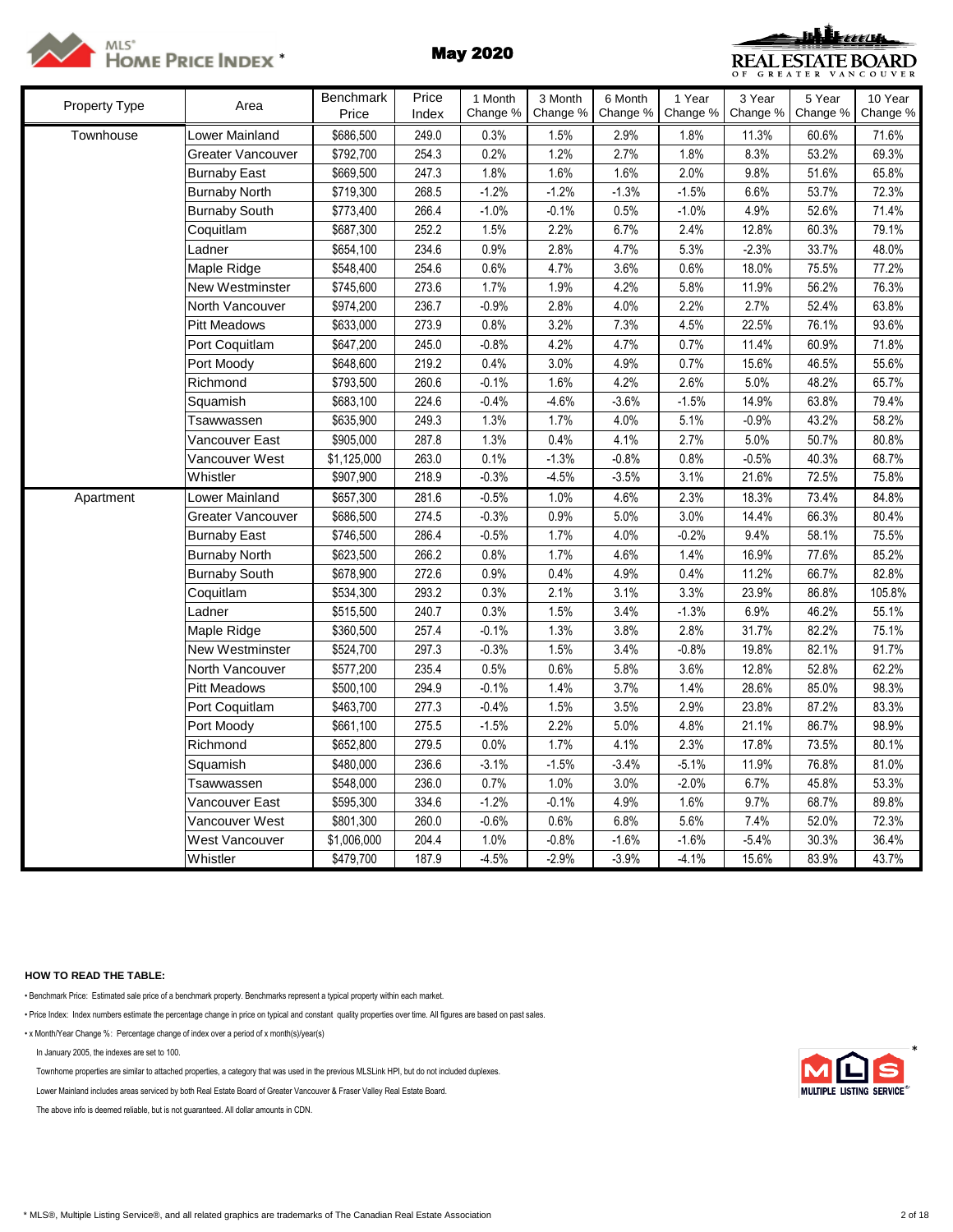MLS® HOME PRICE INDEX *

# May 2020

REAL ESTATE BOARD OF GREATER VANCOUVER

| Property Type | Area | Benchmark Price | Price Index | 1 Month Change % | 3 Month Change % | 6 Month Change % | 1 Year Change % | 3 Year Change % | 5 Year Change % | 10 Year Change % |
|---|---|---|---|---|---|---|---|---|---|---|
| Townhouse | Lower Mainland | $686,500 | 249.0 | 0.3% | 1.5% | 2.9% | 1.8% | 11.3% | 60.6% | 71.6% |
| | Greater Vancouver | $792,700 | 254.3 | 0.2% | 1.2% | 2.7% | 1.8% | 8.3% | 53.2% | 69.3% |
| | Burnaby East | $669,500 | 247.3 | 1.8% | 1.6% | 1.6% | 2.0% | 9.8% | 51.6% | 65.8% |
| | Burnaby North | $719,300 | 268.5 | -1.2% | -1.2% | -1.3% | -1.5% | 6.6% | 53.7% | 72.3% |
| | Burnaby South | $773,400 | 266.4 | -1.0% | -0.1% | 0.5% | -1.0% | 4.9% | 52.6% | 71.4% |
| | Coquitlam | $687,300 | 252.2 | 1.5% | 2.2% | 6.7% | 2.4% | 12.8% | 60.3% | 79.1% |
| | Ladner | $654,100 | 234.6 | 0.9% | 2.8% | 4.7% | 5.3% | -2.3% | 33.7% | 48.0% |
| | Maple Ridge | $548,400 | 254.6 | 0.6% | 4.7% | 3.6% | 0.6% | 18.0% | 75.5% | 77.2% |
| | New Westminster | $745,600 | 273.6 | 1.7% | 1.9% | 4.2% | 5.8% | 11.9% | 56.2% | 76.3% |
| | North Vancouver | $974,200 | 236.7 | -0.9% | 2.8% | 4.0% | 2.2% | 2.7% | 52.4% | 63.8% |
| | Pitt Meadows | $633,000 | 273.9 | 0.8% | 3.2% | 7.3% | 4.5% | 22.5% | 76.1% | 93.6% |
| | Port Coquitlam | $647,200 | 245.0 | -0.8% | 4.2% | 4.7% | 0.7% | 11.4% | 60.9% | 71.8% |
| | Port Moody | $648,600 | 219.2 | 0.4% | 3.0% | 4.9% | 0.7% | 15.6% | 46.5% | 55.6% |
| | Richmond | $793,500 | 260.6 | -0.1% | 1.6% | 4.2% | 2.6% | 5.0% | 48.2% | 65.7% |
| | Squamish | $683,100 | 224.6 | -0.4% | -4.6% | -3.6% | -1.5% | 14.9% | 63.8% | 79.4% |
| | Tsawwassen | $635,900 | 249.3 | 1.3% | 1.7% | 4.0% | 5.1% | -0.9% | 43.2% | 58.2% |
| | Vancouver East | $905,000 | 287.8 | 1.3% | 0.4% | 4.1% | 2.7% | 5.0% | 50.7% | 80.8% |
| | Vancouver West | $1,125,000 | 263.0 | 0.1% | -1.3% | -0.8% | 0.8% | -0.5% | 40.3% | 68.7% |
| | Whistler | $907,900 | 218.9 | -0.3% | -4.5% | -3.5% | 3.1% | 21.6% | 72.5% | 75.8% |
| Apartment | Lower Mainland | $657,300 | 281.6 | -0.5% | 1.0% | 4.6% | 2.3% | 18.3% | 73.4% | 84.8% |
| | Greater Vancouver | $686,500 | 274.5 | -0.3% | 0.9% | 5.0% | 3.0% | 14.4% | 66.3% | 80.4% |
| | Burnaby East | $746,500 | 286.4 | -0.5% | 1.7% | 4.0% | -0.2% | 9.4% | 58.1% | 75.5% |
| | Burnaby North | $623,500 | 266.2 | 0.8% | 1.7% | 4.6% | 1.4% | 16.9% | 77.6% | 85.2% |
| | Burnaby South | $678,900 | 272.6 | 0.9% | 0.4% | 4.9% | 0.4% | 11.2% | 66.7% | 82.8% |
| | Coquitlam | $534,300 | 293.2 | 0.3% | 2.1% | 3.1% | 3.3% | 23.9% | 86.8% | 105.8% |
| | Ladner | $515,500 | 240.7 | 0.3% | 1.5% | 3.4% | -1.3% | 6.9% | 46.2% | 55.1% |
| | Maple Ridge | $360,500 | 257.4 | -0.1% | 1.3% | 3.8% | 2.8% | 31.7% | 82.2% | 75.1% |
| | New Westminster | $524,700 | 297.3 | -0.3% | 1.5% | 3.4% | -0.8% | 19.8% | 82.1% | 91.7% |
| | North Vancouver | $577,200 | 235.4 | 0.5% | 0.6% | 5.8% | 3.6% | 12.8% | 52.8% | 62.2% |
| | Pitt Meadows | $500,100 | 294.9 | -0.1% | 1.4% | 3.7% | 1.4% | 28.6% | 85.0% | 98.3% |
| | Port Coquitlam | $463,700 | 277.3 | -0.4% | 1.5% | 3.5% | 2.9% | 23.8% | 87.2% | 83.3% |
| | Port Moody | $661,100 | 275.5 | -1.5% | 2.2% | 5.0% | 4.8% | 21.1% | 86.7% | 98.9% |
| | Richmond | $652,800 | 279.5 | 0.0% | 1.7% | 4.1% | 2.3% | 17.8% | 73.5% | 80.1% |
| | Squamish | $480,000 | 236.6 | -3.1% | -1.5% | -3.4% | -5.1% | 11.9% | 76.8% | 81.0% |
| | Tsawwassen | $548,000 | 236.0 | 0.7% | 1.0% | 3.0% | -2.0% | 6.7% | 45.8% | 53.3% |
| | Vancouver East | $595,300 | 334.6 | -1.2% | -0.1% | 4.9% | 1.6% | 9.7% | 68.7% | 89.8% |
| | Vancouver West | $801,300 | 260.0 | -0.6% | 0.6% | 6.8% | 5.6% | 7.4% | 52.0% | 72.3% |
| | West Vancouver | $1,006,000 | 204.4 | 1.0% | -0.8% | -1.6% | -1.6% | -5.4% | 30.3% | 36.4% |
| | Whistler | $479,700 | 187.9 | -4.5% | -2.9% | -3.9% | -4.1% | 15.6% | 83.9% | 43.7% |

**HOW TO READ THE TABLE:**

- Benchmark Price: Estimated sale price of a benchmark property. Benchmarks represent a typical property within each market.
- Price Index: Index numbers estimate the percentage change in price on typical and constant quality properties over time. All figures are based on past sales.
- x Month/Year Change %: Percentage change of index over a period of x month(s)/year(s)

In January 2005, the indexes are set to 100.

Townhome properties are similar to attached properties, a category that was used in the previous MLSLink HPI, but do not included duplexes.

Lower Mainland includes areas serviced by both Real Estate Board of Greater Vancouver & Fraser Valley Real Estate Board.

The above info is deemed reliable, but is not guaranteed. All dollar amounts in CDN.

MLS MULTIPLE LISTING SERVICE®

* MLS®, Multiple Listing Service®, and all related graphics are trademarks of The Canadian Real Estate Association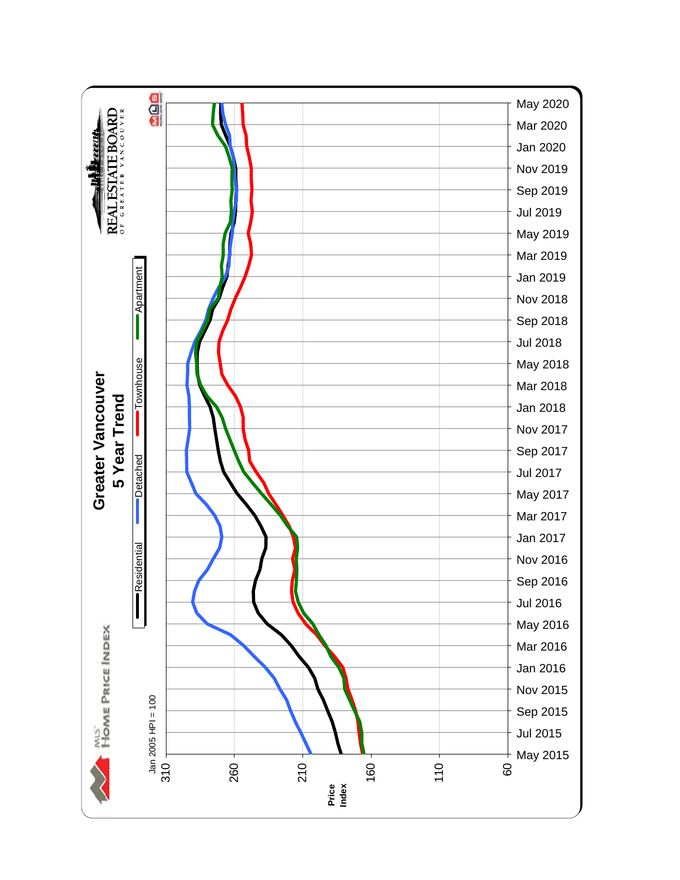# Greater Vancouver

## 5 Year Trend

MLS® HOME PRICE INDEX

REAL ESTATE BOARD OF GREATER VANCOUVER

Residential | Detached | Townhouse | Apartment

Jan 2005 HPI = 100

Price Index

310, 260, 210, 160, 110, 60

May 2015, Jul 2015, Sep 2015, Nov 2015, Jan 2016, Mar 2016, May 2016, Jul 2016, Sep 2016, Nov 2016, Jan 2017, Mar 2017, May 2017, Jul 2017, Sep 2017, Nov 2017, Jan 2018, Mar 2018, May 2018, Jul 2018, Sep 2018, Nov 2018, Jan 2019, Mar 2019, May 2019, Jul 2019, Sep 2019, Nov 2019, Jan 2020, Mar 2020, May 2020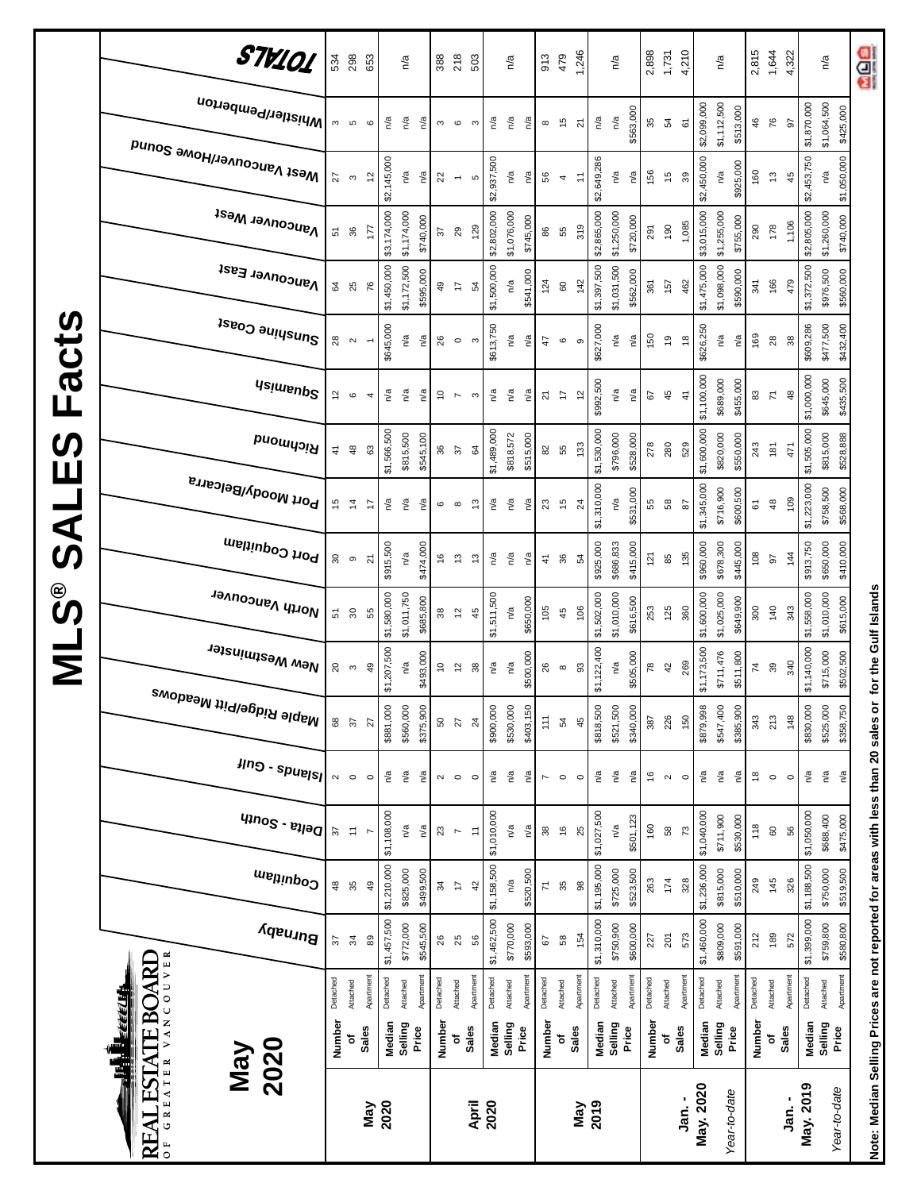# MLS® SALES Facts

**REAL ESTATE BOARD OF GREATER VANCOUVER**

## May 2020

| | | | Burnaby | Coquitlam | Delta - South | Islands - Gulf | Maple Ridge/Pitt Meadows | New Westminster | North Vancouver | Port Coquitlam | Port Moody/Belcarra | Richmond | Squamish | Sunshine Coast | Vancouver East | Vancouver West | West Vancouver/Howe Sound | Whistler/Pemberton | TOTALS |
|---|---|---|---|---|---|---|---|---|---|---|---|---|---|---|---|---|---|---|---|
| **May 2020** | Number of Sales | Detached | 37 | 48 | 37 | 2 | 68 | 20 | 51 | 30 | 15 | 41 | 12 | 28 | 64 | 51 | 27 | 3 | 534 |
| | | Attached | 34 | 35 | 11 | 0 | 37 | 3 | 30 | 9 | 14 | 48 | 6 | 2 | 25 | 36 | 3 | 5 | 298 |
| | | Apartment | 89 | 49 | 7 | 0 | 27 | 49 | 55 | 21 | 17 | 63 | 4 | 1 | 76 | 177 | 12 | 6 | 653 |
| | Median Selling Price | Detached | $1,457,500 | $1,210,000 | $1,108,000 | n/a | $881,000 | $1,207,500 | $1,580,000 | $915,500 | n/a | $1,566,500 | n/a | $645,000 | $1,450,000 | $3,174,000 | $2,145,000 | n/a | n/a |
| | | Attached | $772,000 | $825,000 | n/a | n/a | $560,000 | n/a | $1,011,750 | n/a | n/a | $815,500 | n/a | n/a | $1,172,500 | $1,174,000 | n/a | n/a | |
| | | Apartment | $545,500 | $499,500 | n/a | n/a | $375,900 | $493,000 | $685,800 | $474,000 | n/a | $545,100 | n/a | n/a | $595,000 | $740,000 | n/a | n/a | |
| **April 2020** | Number of Sales | Detached | 26 | 34 | 23 | 2 | 50 | 10 | 38 | 16 | 6 | 36 | 10 | 26 | 49 | 37 | 22 | 3 | 388 |
| | | Attached | 25 | 17 | 7 | 0 | 27 | 12 | 12 | 13 | 8 | 37 | 7 | 0 | 17 | 29 | 1 | 6 | 218 |
| | | Apartment | 56 | 42 | 11 | 0 | 24 | 38 | 45 | 13 | 13 | 64 | 3 | 3 | 54 | 129 | 5 | 3 | 503 |
| | Median Selling Price | Detached | $1,462,500 | $1,158,500 | $1,010,000 | n/a | $900,000 | n/a | $1,511,500 | n/a | n/a | $1,489,000 | n/a | $613,750 | $1,500,000 | $2,802,000 | $2,937,500 | n/a | n/a |
| | | Attached | $770,000 | n/a | n/a | n/a | $530,000 | n/a | n/a | n/a | n/a | $818,572 | n/a | n/a | n/a | $1,076,000 | n/a | n/a | |
| | | Apartment | $593,000 | $520,500 | n/a | n/a | $403,150 | $500,000 | $650,000 | n/a | n/a | $515,000 | n/a | n/a | $541,000 | $745,000 | n/a | n/a | |
| **May 2019** | Number of Sales | Detached | 67 | 71 | 38 | 7 | 111 | 26 | 105 | 41 | 23 | 82 | 21 | 47 | 124 | 86 | 56 | 8 | 913 |
| | | Attached | 58 | 35 | 16 | 0 | 54 | 8 | 45 | 36 | 15 | 55 | 17 | 6 | 60 | 55 | 4 | 15 | 479 |
| | | Apartment | 154 | 98 | 25 | 0 | 45 | 93 | 106 | 54 | 24 | 133 | 12 | 9 | 142 | 319 | 11 | 21 | 1,246 |
| | Median Selling Price | Detached | $1,310,000 | $1,195,000 | $1,027,500 | n/a | $818,500 | $1,122,400 | $1,502,000 | $925,000 | $1,310,000 | $1,530,000 | $992,500 | $627,000 | $1,397,500 | $2,865,000 | $2,649,286 | n/a | n/a |
| | | Attached | $750,900 | $725,000 | n/a | n/a | $521,500 | n/a | $1,010,000 | $686,833 | n/a | $796,000 | n/a | n/a | $1,031,500 | $1,250,000 | n/a | n/a | |
| | | Apartment | $600,000 | $523,500 | $501,123 | n/a | $340,000 | $505,000 | $616,500 | $415,000 | $531,000 | $528,000 | n/a | n/a | $562,000 | $720,000 | n/a | $563,000 | |
| **Jan. - May. 2020** *Year-to-date* | Number of Sales | Detached | 227 | 263 | 160 | 16 | 387 | 78 | 253 | 121 | 55 | 278 | 67 | 150 | 361 | 291 | 156 | 35 | 2,898 |
| | | Attached | 201 | 174 | 58 | 2 | 226 | 42 | 125 | 85 | 58 | 280 | 45 | 19 | 157 | 190 | 15 | 54 | 1,731 |
| | | Apartment | 573 | 328 | 73 | 0 | 150 | 269 | 360 | 135 | 87 | 529 | 41 | 18 | 462 | 1,085 | 39 | 61 | 4,210 |
| | Median Selling Price | Detached | $1,460,000 | $1,236,000 | $1,040,000 | n/a | $879,998 | $1,173,500 | $1,600,000 | $960,000 | $1,345,000 | $1,600,000 | $1,100,000 | $626,250 | $1,475,000 | $3,015,000 | $2,450,000 | $2,099,000 | n/a |
| | | Attached | $809,000 | $815,000 | $711,900 | n/a | $547,400 | $711,476 | $1,025,000 | $678,300 | $716,900 | $820,000 | $689,000 | n/a | $1,098,000 | $1,255,000 | n/a | $1,112,500 | |
| | | Apartment | $591,000 | $510,000 | $530,000 | n/a | $385,900 | $511,800 | $649,900 | $445,000 | $600,500 | $550,000 | $455,000 | n/a | $590,000 | $755,000 | $925,000 | $513,000 | |
| **Jan. - May. 2019** *Year-to-date* | Number of Sales | Detached | 212 | 249 | 118 | 18 | 343 | 74 | 300 | 108 | 61 | 243 | 83 | 169 | 341 | 290 | 160 | 46 | 2,815 |
| | | Attached | 189 | 145 | 60 | 0 | 213 | 39 | 140 | 97 | 48 | 181 | 71 | 28 | 166 | 178 | 13 | 76 | 1,644 |
| | | Apartment | 572 | 326 | 56 | 0 | 148 | 340 | 343 | 144 | 109 | 471 | 48 | 38 | 479 | 1,106 | 45 | 97 | 4,322 |
| | Median Selling Price | Detached | $1,399,000 | $1,188,500 | $1,050,000 | n/a | $830,000 | $1,140,000 | $1,558,000 | $913,750 | $1,223,000 | $1,505,000 | $1,000,000 | $609,286 | $1,372,500 | $2,805,000 | $2,453,750 | $1,870,000 | n/a |
| | | Attached | $759,800 | $750,000 | $688,400 | n/a | $525,000 | $715,000 | $1,010,000 | $650,000 | $758,500 | $815,000 | $645,000 | $477,500 | $976,500 | $1,260,000 | n/a | $1,064,500 | |
| | | Apartment | $580,800 | $519,500 | $475,000 | n/a | $358,750 | $502,500 | $615,000 | $410,000 | $568,000 | $528,888 | $435,500 | $432,400 | $560,000 | $740,000 | $1,050,000 | $425,000 | |

Note: Median Selling Prices are not reported for areas with less than 20 sales or for the Gulf Islands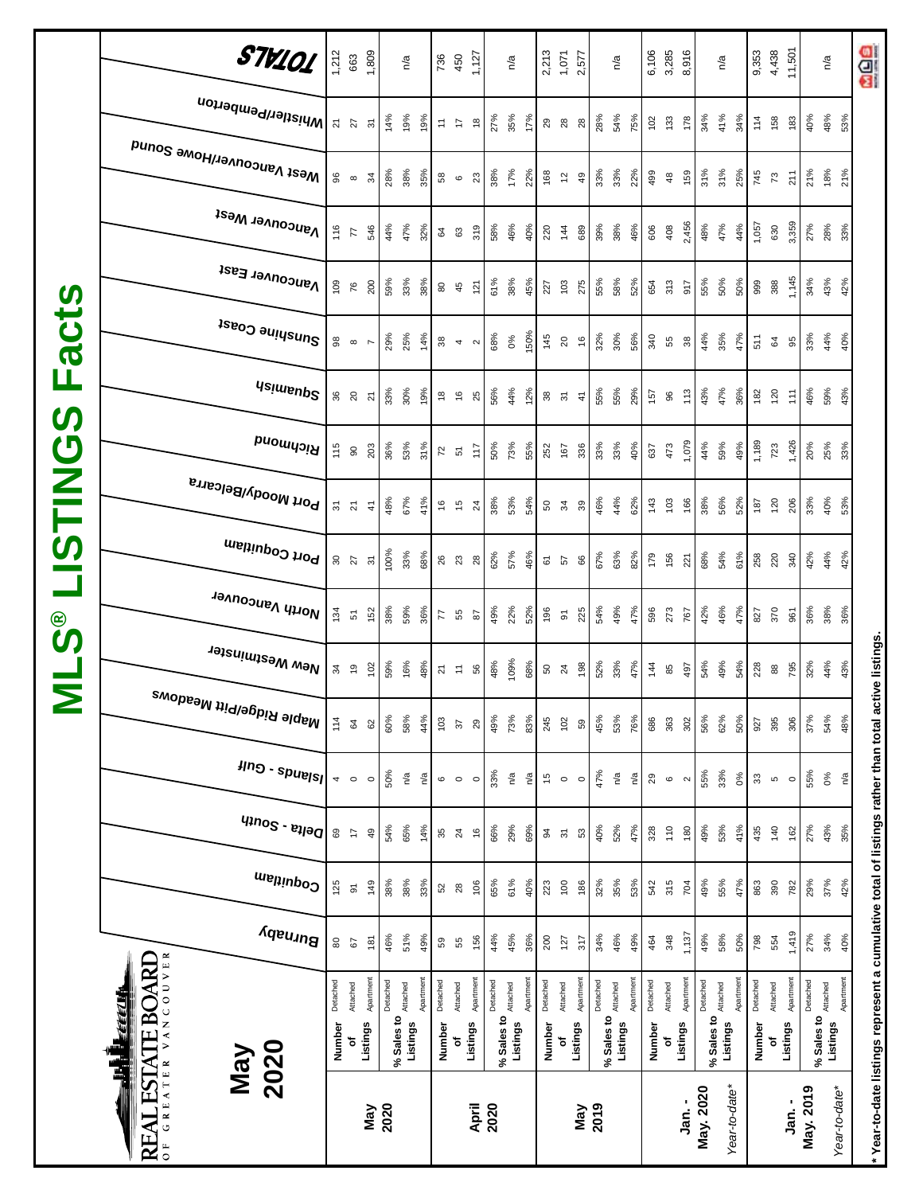# MLS® LISTINGS Facts

REAL ESTATE BOARD OF GREATER VANCOUVER

## May 2020

| | | | Burnaby | Coquitlam | Delta - South | Islands - Gulf | Maple Ridge/Pitt Meadows | New Westminster | North Vancouver | Port Coquitlam | Port Moody/Belcarra | Richmond | Squamish | Sunshine Coast | Vancouver East | Vancouver West | West Vancouver/Howe Sound | Whistler/Pemberton | TOTALS |
|---|---|---|---|---|---|---|---|---|---|---|---|---|---|---|---|---|---|---|---|
| **May 2020** | Number of Listings | Detached | 80 | 125 | 69 | 4 | 114 | 34 | 134 | 30 | 31 | 115 | 36 | 98 | 109 | 116 | 96 | 21 | 1,212 |
| | | Attached | 67 | 91 | 17 | 0 | 64 | 19 | 51 | 27 | 21 | 90 | 20 | 8 | 76 | 77 | 8 | 27 | 663 |
| | | Apartment | 181 | 149 | 49 | 0 | 62 | 102 | 152 | 31 | 41 | 203 | 21 | 7 | 200 | 546 | 34 | 31 | 1,809 |
| | % Sales to Listings | Detached | 46% | 38% | 54% | 50% | 60% | 59% | 38% | 100% | 48% | 36% | 33% | 29% | 59% | 44% | 28% | 14% | n/a |
| | | Attached | 51% | 38% | 65% | n/a | 58% | 16% | 59% | 33% | 67% | 53% | 30% | 25% | 33% | 47% | 38% | 19% | |
| | | Apartment | 49% | 33% | 14% | n/a | 44% | 48% | 36% | 68% | 41% | 31% | 19% | 14% | 38% | 32% | 35% | 19% | |
| **April 2020** | Number of Listings | Detached | 59 | 52 | 35 | 6 | 103 | 21 | 77 | 26 | 16 | 72 | 18 | 38 | 80 | 64 | 58 | 11 | 736 |
| | | Attached | 55 | 28 | 24 | 0 | 37 | 11 | 55 | 23 | 15 | 51 | 16 | 4 | 45 | 63 | 6 | 17 | 450 |
| | | Apartment | 156 | 106 | 16 | 0 | 29 | 56 | 87 | 28 | 24 | 117 | 25 | 2 | 121 | 319 | 23 | 18 | 1,127 |
| | % Sales to Listings | Detached | 44% | 65% | 66% | 33% | 49% | 48% | 49% | 62% | 38% | 50% | 56% | 68% | 61% | 58% | 38% | 27% | n/a |
| | | Attached | 45% | 61% | 29% | n/a | 73% | 109% | 22% | 57% | 53% | 73% | 44% | 0% | 38% | 46% | 17% | 35% | |
| | | Apartment | 36% | 40% | 69% | n/a | 83% | 68% | 52% | 46% | 54% | 55% | 12% | 150% | 45% | 40% | 22% | 17% | |
| **May 2019** | Number of Listings | Detached | 200 | 223 | 94 | 15 | 245 | 50 | 196 | 61 | 50 | 252 | 38 | 145 | 227 | 220 | 168 | 29 | 2,213 |
| | | Attached | 127 | 100 | 31 | 0 | 102 | 24 | 91 | 57 | 34 | 167 | 31 | 20 | 103 | 144 | 12 | 28 | 1,071 |
| | | Apartment | 317 | 186 | 53 | 0 | 59 | 198 | 225 | 66 | 39 | 336 | 41 | 16 | 275 | 689 | 49 | 28 | 2,577 |
| | % Sales to Listings | Detached | 34% | 32% | 40% | 47% | 45% | 52% | 54% | 67% | 46% | 33% | 55% | 32% | 55% | 39% | 33% | 28% | n/a |
| | | Attached | 46% | 35% | 52% | n/a | 53% | 33% | 49% | 63% | 44% | 33% | 55% | 30% | 58% | 38% | 33% | 54% | |
| | | Apartment | 49% | 53% | 47% | n/a | 76% | 47% | 47% | 82% | 62% | 40% | 29% | 56% | 52% | 46% | 22% | 75% | |
| **Jan. - May. 2020** | Number of Listings | Detached | 464 | 542 | 328 | 29 | 686 | 144 | 596 | 179 | 143 | 637 | 157 | 340 | 654 | 606 | 499 | 102 | 6,106 |
| | | Attached | 348 | 315 | 110 | 6 | 363 | 85 | 273 | 156 | 103 | 473 | 96 | 55 | 313 | 408 | 48 | 133 | 3,285 |
| | | Apartment | 1,137 | 704 | 180 | 2 | 302 | 497 | 767 | 221 | 166 | 1,079 | 113 | 38 | 917 | 2,456 | 159 | 178 | 8,916 |
| *Year-to-date** | % Sales to Listings | Detached | 49% | 49% | 49% | 55% | 56% | 54% | 42% | 68% | 38% | 44% | 43% | 44% | 55% | 48% | 31% | 34% | n/a |
| | | Attached | 58% | 55% | 53% | 33% | 62% | 49% | 46% | 54% | 56% | 59% | 47% | 35% | 50% | 47% | 31% | 41% | |
| | | Apartment | 50% | 47% | 41% | 0% | 50% | 54% | 47% | 61% | 52% | 49% | 36% | 47% | 50% | 44% | 25% | 34% | |
| **Jan. - May. 2019** | Number of Listings | Detached | 798 | 863 | 435 | 33 | 927 | 228 | 827 | 258 | 187 | 1,189 | 182 | 511 | 999 | 1,057 | 745 | 114 | 9,353 |
| | | Attached | 554 | 390 | 140 | 5 | 395 | 88 | 370 | 220 | 120 | 723 | 120 | 64 | 388 | 630 | 73 | 158 | 4,438 |
| | | Apartment | 1,419 | 782 | 162 | 0 | 306 | 795 | 961 | 340 | 206 | 1,426 | 111 | 95 | 1,145 | 3,359 | 211 | 183 | 11,501 |
| *Year-to-date** | % Sales to Listings | Detached | 27% | 29% | 27% | 55% | 37% | 32% | 36% | 42% | 33% | 20% | 46% | 33% | 34% | 27% | 21% | 40% | n/a |
| | | Attached | 34% | 37% | 43% | 0% | 54% | 44% | 38% | 44% | 40% | 25% | 59% | 44% | 43% | 28% | 18% | 48% | |
| | | Apartment | 40% | 42% | 35% | n/a | 48% | 43% | 36% | 42% | 53% | 33% | 43% | 40% | 42% | 33% | 21% | 53% | |

* Year-to-date listings represent a cumulative total of listings rather than total active listings.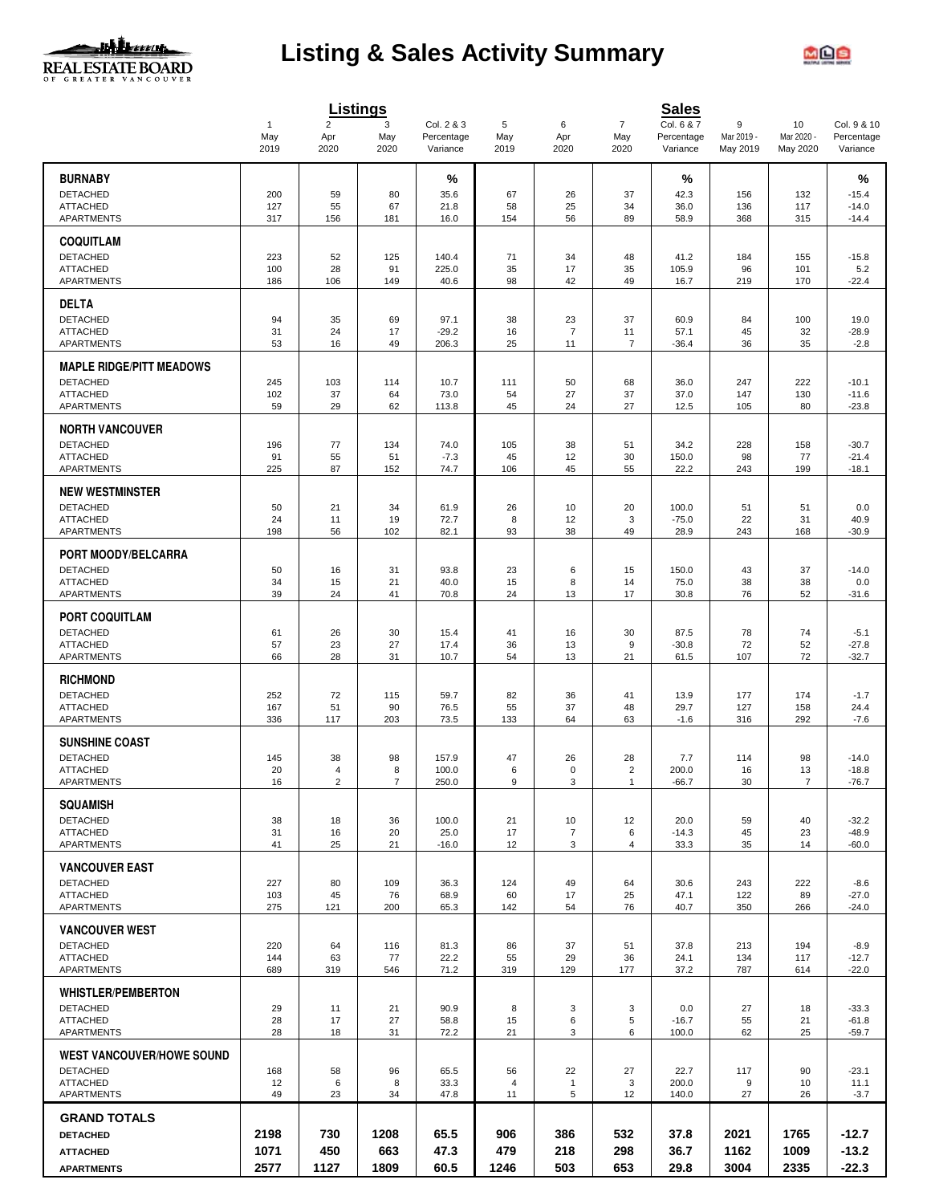# Listing & Sales Activity Summary

| | Listings | | | | Sales | | | | | | |
|---|---|---|---|---|---|---|---|---|---|---|---|
| | 1 | 2 | 3 | Col. 2 & 3 | 5 | 6 | 7 | Col. 6 & 7 | 9 | 10 | Col. 9 & 10 |
| | May 2019 | Apr 2020 | May 2020 | Percentage Variance | May 2019 | Apr 2020 | May 2020 | Percentage Variance | Mar 2019 - May 2019 | Mar 2020 - May 2020 | Percentage Variance |
| **BURNABY** | | | | % | | | | % | | | % |
| DETACHED | 200 | 59 | 80 | 35.6 | 67 | 26 | 37 | 42.3 | 156 | 132 | -15.4 |
| ATTACHED | 127 | 55 | 67 | 21.8 | 58 | 25 | 34 | 36.0 | 136 | 117 | -14.0 |
| APARTMENTS | 317 | 156 | 181 | 16.0 | 154 | 56 | 89 | 58.9 | 368 | 315 | -14.4 |
| **COQUITLAM** | | | | | | | | | | | |
| DETACHED | 223 | 52 | 125 | 140.4 | 71 | 34 | 48 | 41.2 | 184 | 155 | -15.8 |
| ATTACHED | 100 | 28 | 91 | 225.0 | 35 | 17 | 35 | 105.9 | 96 | 101 | 5.2 |
| APARTMENTS | 186 | 106 | 149 | 40.6 | 98 | 42 | 49 | 16.7 | 219 | 170 | -22.4 |
| **DELTA** | | | | | | | | | | | |
| DETACHED | 94 | 35 | 69 | 97.1 | 38 | 23 | 37 | 60.9 | 84 | 100 | 19.0 |
| ATTACHED | 31 | 24 | 17 | -29.2 | 16 | 7 | 11 | 57.1 | 45 | 32 | -28.9 |
| APARTMENTS | 53 | 16 | 49 | 206.3 | 25 | 11 | 7 | -36.4 | 36 | 35 | -2.8 |
| **MAPLE RIDGE/PITT MEADOWS** | | | | | | | | | | | |
| DETACHED | 245 | 103 | 114 | 10.7 | 111 | 50 | 68 | 36.0 | 247 | 222 | -10.1 |
| ATTACHED | 102 | 37 | 64 | 73.0 | 54 | 27 | 37 | 37.0 | 147 | 130 | -11.6 |
| APARTMENTS | 59 | 29 | 62 | 113.8 | 45 | 24 | 27 | 12.5 | 105 | 80 | -23.8 |
| **NORTH VANCOUVER** | | | | | | | | | | | |
| DETACHED | 196 | 77 | 134 | 74.0 | 105 | 38 | 51 | 34.2 | 228 | 158 | -30.7 |
| ATTACHED | 91 | 55 | 51 | -7.3 | 45 | 12 | 30 | 150.0 | 98 | 77 | -21.4 |
| APARTMENTS | 225 | 87 | 152 | 74.7 | 106 | 45 | 55 | 22.2 | 243 | 199 | -18.1 |
| **NEW WESTMINSTER** | | | | | | | | | | | |
| DETACHED | 50 | 21 | 34 | 61.9 | 26 | 10 | 20 | 100.0 | 51 | 51 | 0.0 |
| ATTACHED | 24 | 11 | 19 | 72.7 | 8 | 12 | 3 | -75.0 | 22 | 31 | 40.9 |
| APARTMENTS | 198 | 56 | 102 | 82.1 | 93 | 38 | 49 | 28.9 | 243 | 168 | -30.9 |
| **PORT MOODY/BELCARRA** | | | | | | | | | | | |
| DETACHED | 50 | 16 | 31 | 93.8 | 23 | 6 | 15 | 150.0 | 43 | 37 | -14.0 |
| ATTACHED | 34 | 15 | 21 | 40.0 | 15 | 8 | 14 | 75.0 | 38 | 38 | 0.0 |
| APARTMENTS | 39 | 24 | 41 | 70.8 | 24 | 13 | 17 | 30.8 | 76 | 52 | -31.6 |
| **PORT COQUITLAM** | | | | | | | | | | | |
| DETACHED | 61 | 26 | 30 | 15.4 | 41 | 16 | 30 | 87.5 | 78 | 74 | -5.1 |
| ATTACHED | 57 | 23 | 27 | 17.4 | 36 | 13 | 9 | -30.8 | 72 | 52 | -27.8 |
| APARTMENTS | 66 | 28 | 31 | 10.7 | 54 | 13 | 21 | 61.5 | 107 | 72 | -32.7 |
| **RICHMOND** | | | | | | | | | | | |
| DETACHED | 252 | 72 | 115 | 59.7 | 82 | 36 | 41 | 13.9 | 177 | 174 | -1.7 |
| ATTACHED | 167 | 51 | 90 | 76.5 | 55 | 37 | 48 | 29.7 | 127 | 158 | 24.4 |
| APARTMENTS | 336 | 117 | 203 | 73.5 | 133 | 64 | 63 | -1.6 | 316 | 292 | -7.6 |
| **SUNSHINE COAST** | | | | | | | | | | | |
| DETACHED | 145 | 38 | 98 | 157.9 | 47 | 26 | 28 | 7.7 | 114 | 98 | -14.0 |
| ATTACHED | 20 | 4 | 8 | 100.0 | 6 | 0 | 2 | 200.0 | 16 | 13 | -18.8 |
| APARTMENTS | 16 | 2 | 7 | 250.0 | 9 | 3 | 1 | -66.7 | 30 | 7 | -76.7 |
| **SQUAMISH** | | | | | | | | | | | |
| DETACHED | 38 | 18 | 36 | 100.0 | 21 | 10 | 12 | 20.0 | 59 | 40 | -32.2 |
| ATTACHED | 31 | 16 | 20 | 25.0 | 17 | 7 | 6 | -14.3 | 45 | 23 | -48.9 |
| APARTMENTS | 41 | 25 | 21 | -16.0 | 12 | 3 | 4 | 33.3 | 35 | 14 | -60.0 |
| **VANCOUVER EAST** | | | | | | | | | | | |
| DETACHED | 227 | 80 | 109 | 36.3 | 124 | 49 | 64 | 30.6 | 243 | 222 | -8.6 |
| ATTACHED | 103 | 45 | 76 | 68.9 | 60 | 17 | 25 | 47.1 | 122 | 89 | -27.0 |
| APARTMENTS | 275 | 121 | 200 | 65.3 | 142 | 54 | 76 | 40.7 | 350 | 266 | -24.0 |
| **VANCOUVER WEST** | | | | | | | | | | | |
| DETACHED | 220 | 64 | 116 | 81.3 | 86 | 37 | 51 | 37.8 | 213 | 194 | -8.9 |
| ATTACHED | 144 | 63 | 77 | 22.2 | 55 | 29 | 36 | 24.1 | 134 | 117 | -12.7 |
| APARTMENTS | 689 | 319 | 546 | 71.2 | 319 | 129 | 177 | 37.2 | 787 | 614 | -22.0 |
| **WHISTLER/PEMBERTON** | | | | | | | | | | | |
| DETACHED | 29 | 11 | 21 | 90.9 | 8 | 3 | 3 | 0.0 | 27 | 18 | -33.3 |
| ATTACHED | 28 | 17 | 27 | 58.8 | 15 | 6 | 5 | -16.7 | 55 | 21 | -61.8 |
| APARTMENTS | 28 | 18 | 31 | 72.2 | 21 | 3 | 6 | 100.0 | 62 | 25 | -59.7 |
| **WEST VANCOUVER/HOWE SOUND** | | | | | | | | | | | |
| DETACHED | 168 | 58 | 96 | 65.5 | 56 | 22 | 27 | 22.7 | 117 | 90 | -23.1 |
| ATTACHED | 12 | 6 | 8 | 33.3 | 4 | 1 | 3 | 200.0 | 9 | 10 | 11.1 |
| APARTMENTS | 49 | 23 | 34 | 47.8 | 11 | 5 | 12 | 140.0 | 27 | 26 | -3.7 |
| **GRAND TOTALS** | | | | | | | | | | | |
| **DETACHED** | **2198** | **730** | **1208** | **65.5** | **906** | **386** | **532** | **37.8** | **2021** | **1765** | **-12.7** |
| **ATTACHED** | **1071** | **450** | **663** | **47.3** | **479** | **218** | **298** | **36.7** | **1162** | **1009** | **-13.2** |
| **APARTMENTS** | **2577** | **1127** | **1809** | **60.5** | **1246** | **503** | **653** | **29.8** | **3004** | **2335** | **-22.3** |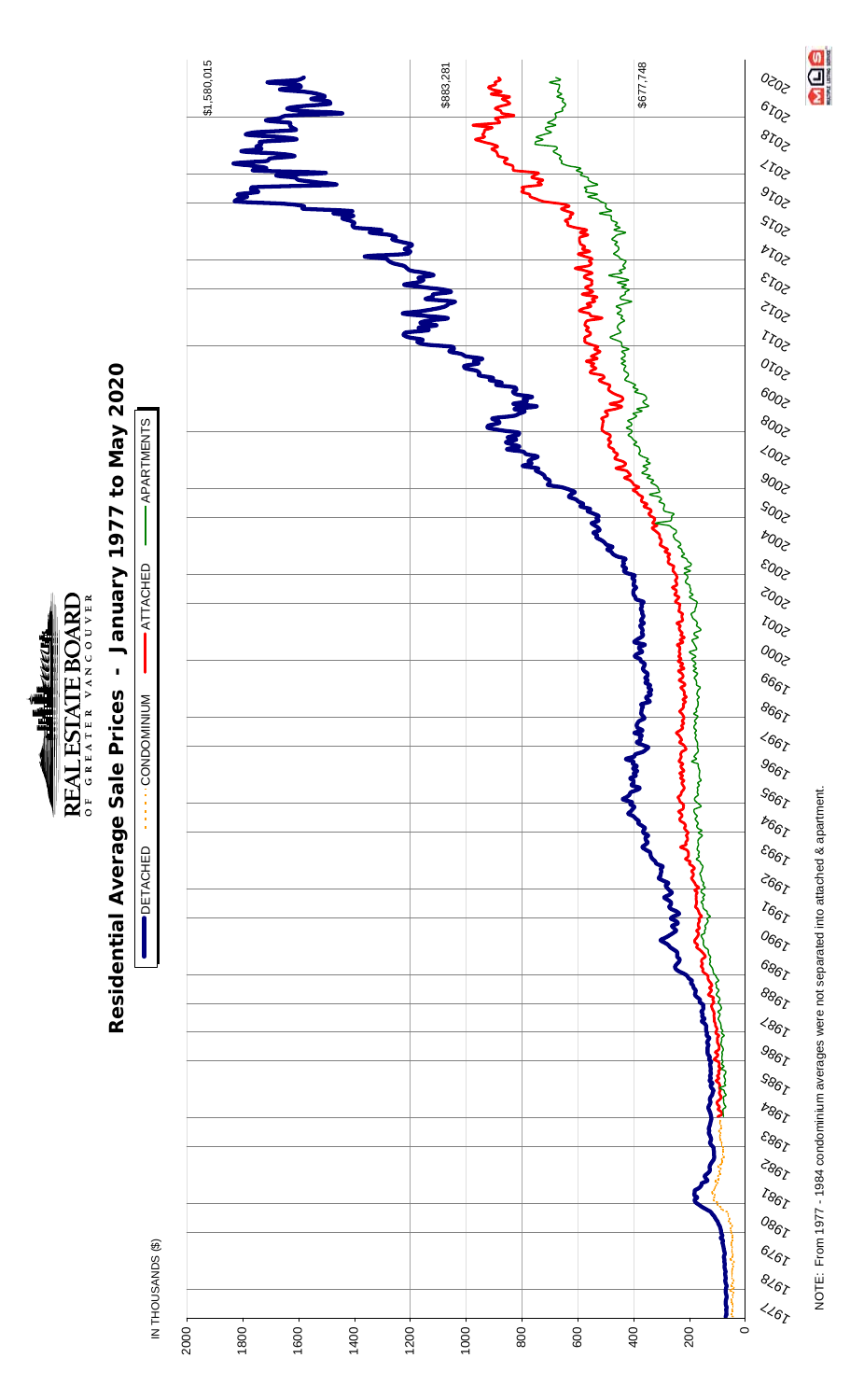REAL ESTATE BOARD OF GREATER VANCOUVER

# Residential Average Sale Prices - January 1977 to May 2020

DETACHED
CONDOMINIUM
ATTACHED
APARTMENTS

IN THOUSANDS ($)

2000
1800
1600
1400
1200
1000
800
600
400
200
0

1977 1978 1979 1980 1981 1982 1983 1984 1985 1986 1987 1988 1989 1990 1991 1992 1993 1994 1995 1996 1997 1998 1999 2000 2001 2002 2003 2004 2005 2006 2007 2008 2009 2010 2011 2012 2013 2014 2015 2016 2017 2018 2019 2020

$1,580,015
$883,281
$677,748

NOTE: From 1977 - 1984 condominium averages were not separated into attached & apartment.